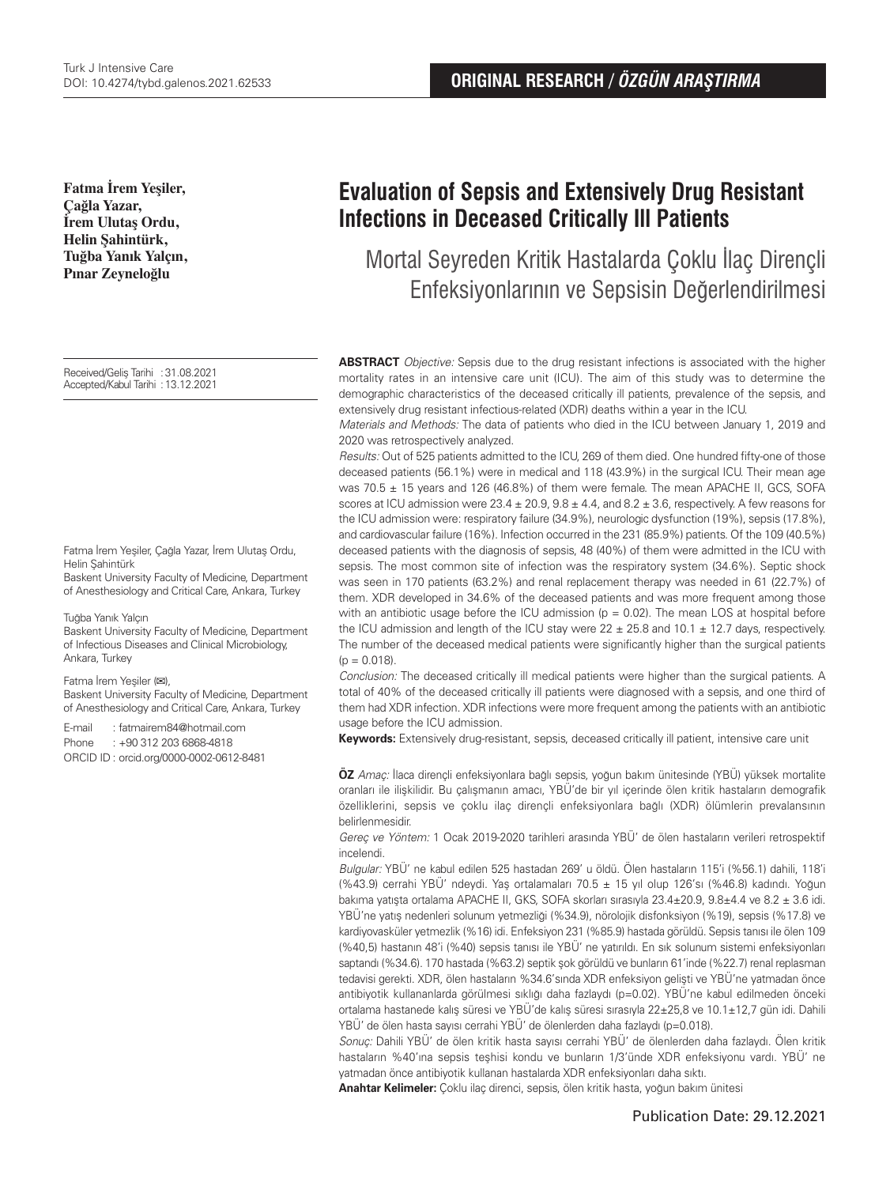ORIGINAL RESEARCH / *ÖZGÜN ARAŞTIRMA*

**Fatma İrem Yeşiler,**
**Çağla Yazar,**
**İrem Ulutaş Ordu,**
**Helin Şahintürk,**
**Tuğba Yanık Yalçın,**
**Pınar Zeyneloğlu**

# Evaluation of Sepsis and Extensively Drug Resistant Infections in Deceased Critically Ill Patients

## Mortal Seyreden Kritik Hastalarda Çoklu İlaç Dirençli Enfeksiyonlarının ve Sepsisin Değerlendirilmesi

Received/Geliş Tarihi : 31.08.2021
Accepted/Kabul Tarihi : 13.12.2021

Fatma İrem Yeşiler, Çağla Yazar, İrem Ulutaş Ordu, Helin Şahintürk
Baskent University Faculty of Medicine, Department of Anesthesiology and Critical Care, Ankara, Turkey

Tuğba Yanık Yalçın
Baskent University Faculty of Medicine, Department of Infectious Diseases and Clinical Microbiology, Ankara, Turkey

Fatma İrem Yeşiler (✉),
Baskent University Faculty of Medicine, Department of Anesthesiology and Critical Care, Ankara, Turkey

E-mail : fatmairem84@hotmail.com
Phone : +90 312 203 6868-4818
ORCID ID : orcid.org/0000-0002-0612-8481

**ABSTRACT** *Objective:* Sepsis due to the drug resistant infections is associated with the higher mortality rates in an intensive care unit (ICU). The aim of this study was to determine the demographic characteristics of the deceased critically ill patients, prevalence of the sepsis, and extensively drug resistant infectious-related (XDR) deaths within a year in the ICU.

*Materials and Methods:* The data of patients who died in the ICU between January 1, 2019 and 2020 was retrospectively analyzed.

*Results:* Out of 525 patients admitted to the ICU, 269 of them died. One hundred fifty-one of those deceased patients (56.1%) were in medical and 118 (43.9%) in the surgical ICU. Their mean age was 70.5 ± 15 years and 126 (46.8%) of them were female. The mean APACHE II, GCS, SOFA scores at ICU admission were 23.4 ± 20.9, 9.8 ± 4.4, and 8.2 ± 3.6, respectively. A few reasons for the ICU admission were: respiratory failure (34.9%), neurologic dysfunction (19%), sepsis (17.8%), and cardiovascular failure (16%). Infection occurred in the 231 (85.9%) patients. Of the 109 (40.5%) deceased patients with the diagnosis of sepsis, 48 (40%) of them were admitted in the ICU with sepsis. The most common site of infection was the respiratory system (34.6%). Septic shock was seen in 170 patients (63.2%) and renal replacement therapy was needed in 61 (22.7%) of them. XDR developed in 34.6% of the deceased patients and was more frequent among those with an antibiotic usage before the ICU admission (p = 0.02). The mean LOS at hospital before the ICU admission and length of the ICU stay were 22 ± 25.8 and 10.1 ± 12.7 days, respectively. The number of the deceased medical patients were significantly higher than the surgical patients (p = 0.018).

*Conclusion:* The deceased critically ill medical patients were higher than the surgical patients. A total of 40% of the deceased critically ill patients were diagnosed with a sepsis, and one third of them had XDR infection. XDR infections were more frequent among the patients with an antibiotic usage before the ICU admission.

**Keywords:** Extensively drug-resistant, sepsis, deceased critically ill patient, intensive care unit

**ÖZ** *Amaç:* İlaca dirençli enfeksiyonlara bağlı sepsis, yoğun bakım ünitesinde (YBÜ) yüksek mortalite oranları ile ilişkilidir. Bu çalışmanın amacı, YBÜ'de bir yıl içerinde ölen kritik hastaların demografik özelliklerini, sepsis ve çoklu ilaç dirençli enfeksiyonlara bağlı (XDR) ölümlerin prevalansının belirlenmesidir.

*Gereç ve Yöntem:* 1 Ocak 2019-2020 tarihleri arasında YBÜ' de ölen hastaların verileri retrospektif incelendi.

*Bulgular:* YBÜ' ne kabul edilen 525 hastadan 269' u öldü. Ölen hastaların 115'i (%56.1) dahili, 118'i (%43.9) cerrahi YBÜ' ndeydi. Yaş ortalamaları 70.5 ± 15 yıl olup 126'sı (%46.8) kadındı. Yoğun bakıma yatışta ortalama APACHE II, GKS, SOFA skorları sırasıyla 23.4±20.9, 9.8±4.4 ve 8.2 ± 3.6 idi. YBÜ'ne yatış nedenleri solunum yetmezliği (%34.9), nörolojik disfonksiyon (%19), sepsis (%17.8) ve kardiyovasküler yetmezlik (%16) idi. Enfeksiyon 231 (%85.9) hastada görüldü. Sepsis tanısı ile ölen 109 (%40,5) hastanın 48'i (%40) sepsis tanısı ile YBÜ' ne yatırıldı. En sık solunum sistemi enfeksiyonları saptandı (%34.6). 170 hastada (%63.2) septik şok görüldü ve bunların 61'inde (%22.7) renal replasman tedavisi gerekti. XDR, ölen hastaların %34.6'sında XDR enfeksiyon gelişti ve YBÜ'ne yatmadan önce antibiyotik kullananlarda görülmesi sıklığı daha fazlaydı (p=0.02). YBÜ'ne kabul edilmeden önceki ortalama hastanede kalış süresi ve YBÜ'de kalış süresi sırasıyla 22±25,8 ve 10.1±12,7 gün idi. Dahili YBÜ' de ölen hasta sayısı cerrahi YBÜ' de ölenlerden daha fazlaydı (p=0.018).

*Sonuç:* Dahili YBÜ' de ölen kritik hasta sayısı cerrahi YBÜ' de ölenlerden daha fazlaydı. Ölen kritik hastaların %40'ına sepsis teşhisi kondu ve bunların 1/3'ünde XDR enfeksiyonu vardı. YBÜ' ne yatmadan önce antibiyotik kullanan hastalarda XDR enfeksiyonları daha sıktı.

**Anahtar Kelimeler:** Çoklu ilaç direnci, sepsis, ölen kritik hasta, yoğun bakım ünitesi

Publication Date: 29.12.2021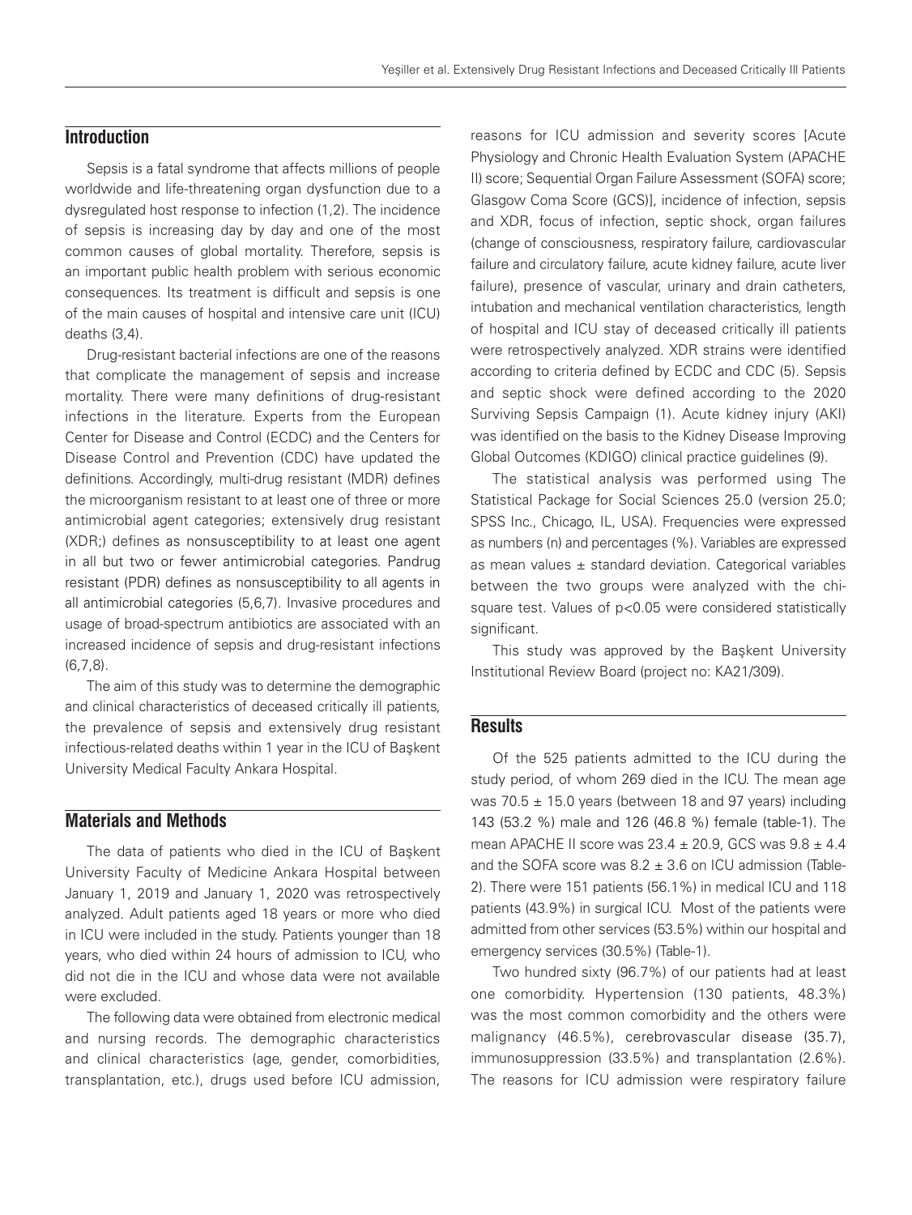## Introduction

Sepsis is a fatal syndrome that affects millions of people worldwide and life-threatening organ dysfunction due to a dysregulated host response to infection (1,2). The incidence of sepsis is increasing day by day and one of the most common causes of global mortality. Therefore, sepsis is an important public health problem with serious economic consequences. Its treatment is difficult and sepsis is one of the main causes of hospital and intensive care unit (ICU) deaths (3,4).

Drug-resistant bacterial infections are one of the reasons that complicate the management of sepsis and increase mortality. There were many definitions of drug-resistant infections in the literature. Experts from the European Center for Disease and Control (ECDC) and the Centers for Disease Control and Prevention (CDC) have updated the definitions. Accordingly, multi-drug resistant (MDR) defines the microorganism resistant to at least one of three or more antimicrobial agent categories; extensively drug resistant (XDR;) defines as nonsusceptibility to at least one agent in all but two or fewer antimicrobial categories. Pandrug resistant (PDR) defines as nonsusceptibility to all agents in all antimicrobial categories (5,6,7). Invasive procedures and usage of broad-spectrum antibiotics are associated with an increased incidence of sepsis and drug-resistant infections (6,7,8).

The aim of this study was to determine the demographic and clinical characteristics of deceased critically ill patients, the prevalence of sepsis and extensively drug resistant infectious-related deaths within 1 year in the ICU of Başkent University Medical Faculty Ankara Hospital.

## Materials and Methods

The data of patients who died in the ICU of Başkent University Faculty of Medicine Ankara Hospital between January 1, 2019 and January 1, 2020 was retrospectively analyzed. Adult patients aged 18 years or more who died in ICU were included in the study. Patients younger than 18 years, who died within 24 hours of admission to ICU, who did not die in the ICU and whose data were not available were excluded.

The following data were obtained from electronic medical and nursing records. The demographic characteristics and clinical characteristics (age, gender, comorbidities, transplantation, etc.), drugs used before ICU admission, reasons for ICU admission and severity scores [Acute Physiology and Chronic Health Evaluation System (APACHE II) score; Sequential Organ Failure Assessment (SOFA) score; Glasgow Coma Score (GCS)], incidence of infection, sepsis and XDR, focus of infection, septic shock, organ failures (change of consciousness, respiratory failure, cardiovascular failure and circulatory failure, acute kidney failure, acute liver failure), presence of vascular, urinary and drain catheters, intubation and mechanical ventilation characteristics, length of hospital and ICU stay of deceased critically ill patients were retrospectively analyzed. XDR strains were identified according to criteria defined by ECDC and CDC (5). Sepsis and septic shock were defined according to the 2020 Surviving Sepsis Campaign (1). Acute kidney injury (AKI) was identified on the basis to the Kidney Disease Improving Global Outcomes (KDIGO) clinical practice guidelines (9).

The statistical analysis was performed using The Statistical Package for Social Sciences 25.0 (version 25.0; SPSS Inc., Chicago, IL, USA). Frequencies were expressed as numbers (n) and percentages (%). Variables are expressed as mean values ± standard deviation. Categorical variables between the two groups were analyzed with the chi-square test. Values of $p<0.05$ were considered statistically significant.

This study was approved by the Başkent University Institutional Review Board (project no: KA21/309).

## Results

Of the 525 patients admitted to the ICU during the study period, of whom 269 died in the ICU. The mean age was 70.5 ± 15.0 years (between 18 and 97 years) including 143 (53.2 %) male and 126 (46.8 %) female (table-1). The mean APACHE II score was 23.4 ± 20.9, GCS was 9.8 ± 4.4 and the SOFA score was 8.2 ± 3.6 on ICU admission (Table-2). There were 151 patients (56.1%) in medical ICU and 118 patients (43.9%) in surgical ICU. Most of the patients were admitted from other services (53.5%) within our hospital and emergency services (30.5%) (Table-1).

Two hundred sixty (96.7%) of our patients had at least one comorbidity. Hypertension (130 patients, 48.3%) was the most common comorbidity and the others were malignancy (46.5%), cerebrovascular disease (35.7), immunosuppression (33.5%) and transplantation (2.6%). The reasons for ICU admission were respiratory failure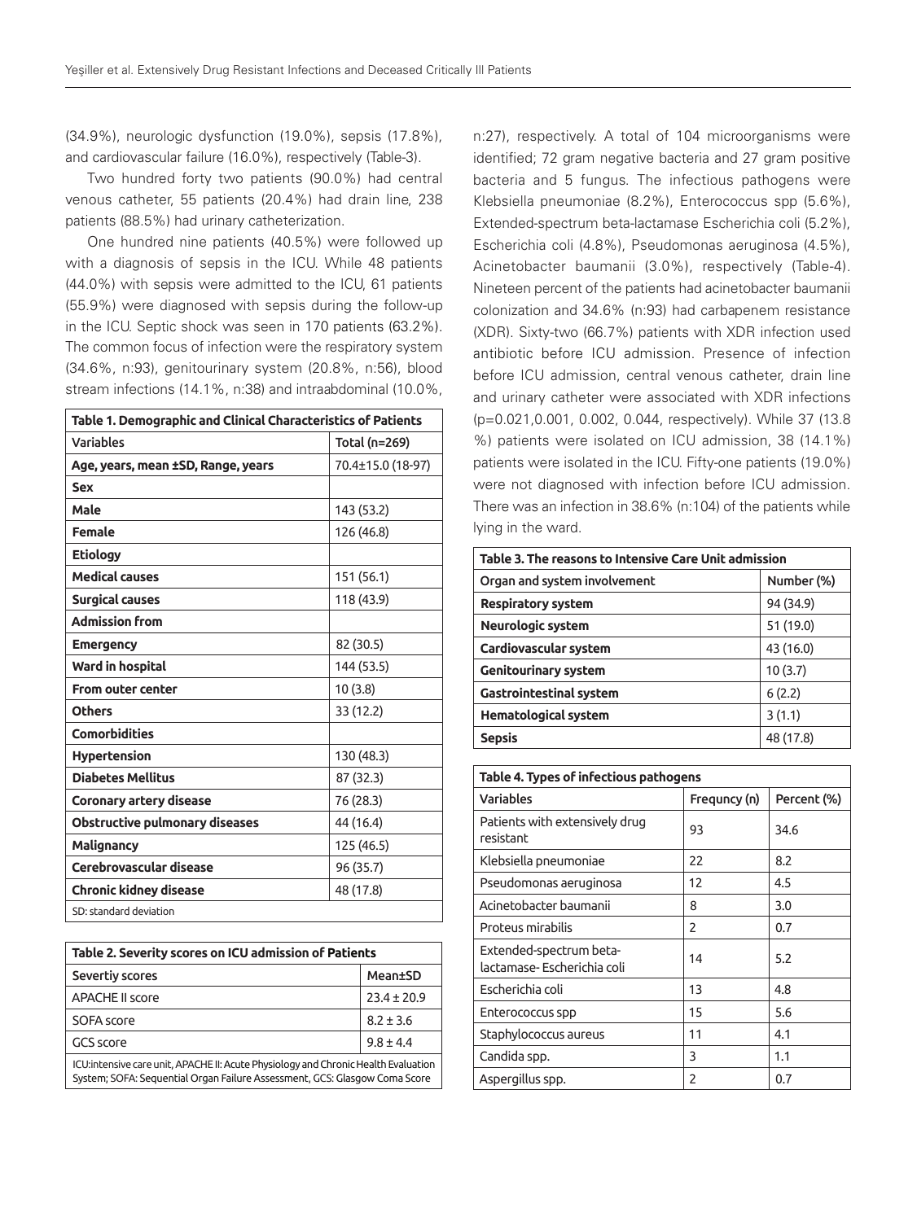(34.9%), neurologic dysfunction (19.0%), sepsis (17.8%), and cardiovascular failure (16.0%), respectively (Table-3).

Two hundred forty two patients (90.0%) had central venous catheter, 55 patients (20.4%) had drain line, 238 patients (88.5%) had urinary catheterization.

One hundred nine patients (40.5%) were followed up with a diagnosis of sepsis in the ICU. While 48 patients (44.0%) with sepsis were admitted to the ICU, 61 patients (55.9%) were diagnosed with sepsis during the follow-up in the ICU. Septic shock was seen in 170 patients (63.2%). The common focus of infection were the respiratory system (34.6%, n:93), genitourinary system (20.8%, n:56), blood stream infections (14.1%, n:38) and intraabdominal (10.0%,

| Table 1. Demographic and Clinical Characteristics of Patients | |
|---|---|
| **Variables** | **Total (n=269)** |
| **Age, years, mean ±SD, Range, years** | 70.4±15.0 (18-97) |
| **Sex** | |
| **Male** | 143 (53.2) |
| **Female** | 126 (46.8) |
| **Etiology** | |
| **Medical causes** | 151 (56.1) |
| **Surgical causes** | 118 (43.9) |
| **Admission from** | |
| **Emergency** | 82 (30.5) |
| **Ward in hospital** | 144 (53.5) |
| **From outer center** | 10 (3.8) |
| **Others** | 33 (12.2) |
| **Comorbidities** | |
| **Hypertension** | 130 (48.3) |
| **Diabetes Mellitus** | 87 (32.3) |
| **Coronary artery disease** | 76 (28.3) |
| **Obstructive pulmonary diseases** | 44 (16.4) |
| **Malignancy** | 125 (46.5) |
| **Cerebrovascular disease** | 96 (35.7) |
| **Chronic kidney disease** | 48 (17.8) |

SD: standard deviation

| Table 2. Severity scores on ICU admission of Patients | |
|---|---|
| **Severtiy scores** | **Mean±SD** |
| APACHE II score | 23.4 ± 20.9 |
| SOFA score | 8.2 ± 3.6 |
| GCS score | 9.8 ± 4.4 |

ICU:intensive care unit, APACHE II: Acute Physiology and Chronic Health Evaluation System; SOFA: Sequential Organ Failure Assessment, GCS: Glasgow Coma Score

n:27), respectively. A total of 104 microorganisms were identified; 72 gram negative bacteria and 27 gram positive bacteria and 5 fungus. The infectious pathogens were Klebsiella pneumoniae (8.2%), Enterococcus spp (5.6%), Extended-spectrum beta-lactamase Escherichia coli (5.2%), Escherichia coli (4.8%), Pseudomonas aeruginosa (4.5%), Acinetobacter baumanii (3.0%), respectively (Table-4). Nineteen percent of the patients had acinetobacter baumanii colonization and 34.6% (n:93) had carbapenem resistance (XDR). Sixty-two (66.7%) patients with XDR infection used antibiotic before ICU admission. Presence of infection before ICU admission, central venous catheter, drain line and urinary catheter were associated with XDR infections (p=0.021,0.001, 0.002, 0.044, respectively). While 37 (13.8 %) patients were isolated on ICU admission, 38 (14.1%) patients were isolated in the ICU. Fifty-one patients (19.0%) were not diagnosed with infection before ICU admission. There was an infection in 38.6% (n:104) of the patients while lying in the ward.

| Table 3. The reasons to Intensive Care Unit admission | |
|---|---|
| **Organ and system involvement** | **Number (%)** |
| **Respiratory system** | 94 (34.9) |
| **Neurologic system** | 51 (19.0) |
| **Cardiovascular system** | 43 (16.0) |
| **Genitourinary system** | 10 (3.7) |
| **Gastrointestinal system** | 6 (2.2) |
| **Hematological system** | 3 (1.1) |
| **Sepsis** | 48 (17.8) |

| Table 4. Types of infectious pathogens | | |
|---|---|---|
| Variables | Frequncy (n) | Percent (%) |
| Patients with extensively drug resistant | 93 | 34.6 |
| Klebsiella pneumoniae | 22 | 8.2 |
| Pseudomonas aeruginosa | 12 | 4.5 |
| Acinetobacter baumanii | 8 | 3.0 |
| Proteus mirabilis | 2 | 0.7 |
| Extended-spectrum beta-lactamase- Escherichia coli | 14 | 5.2 |
| Escherichia coli | 13 | 4.8 |
| Enterococcus spp | 15 | 5.6 |
| Staphylococcus aureus | 11 | 4.1 |
| Candida spp. | 3 | 1.1 |
| Aspergillus spp. | 2 | 0.7 |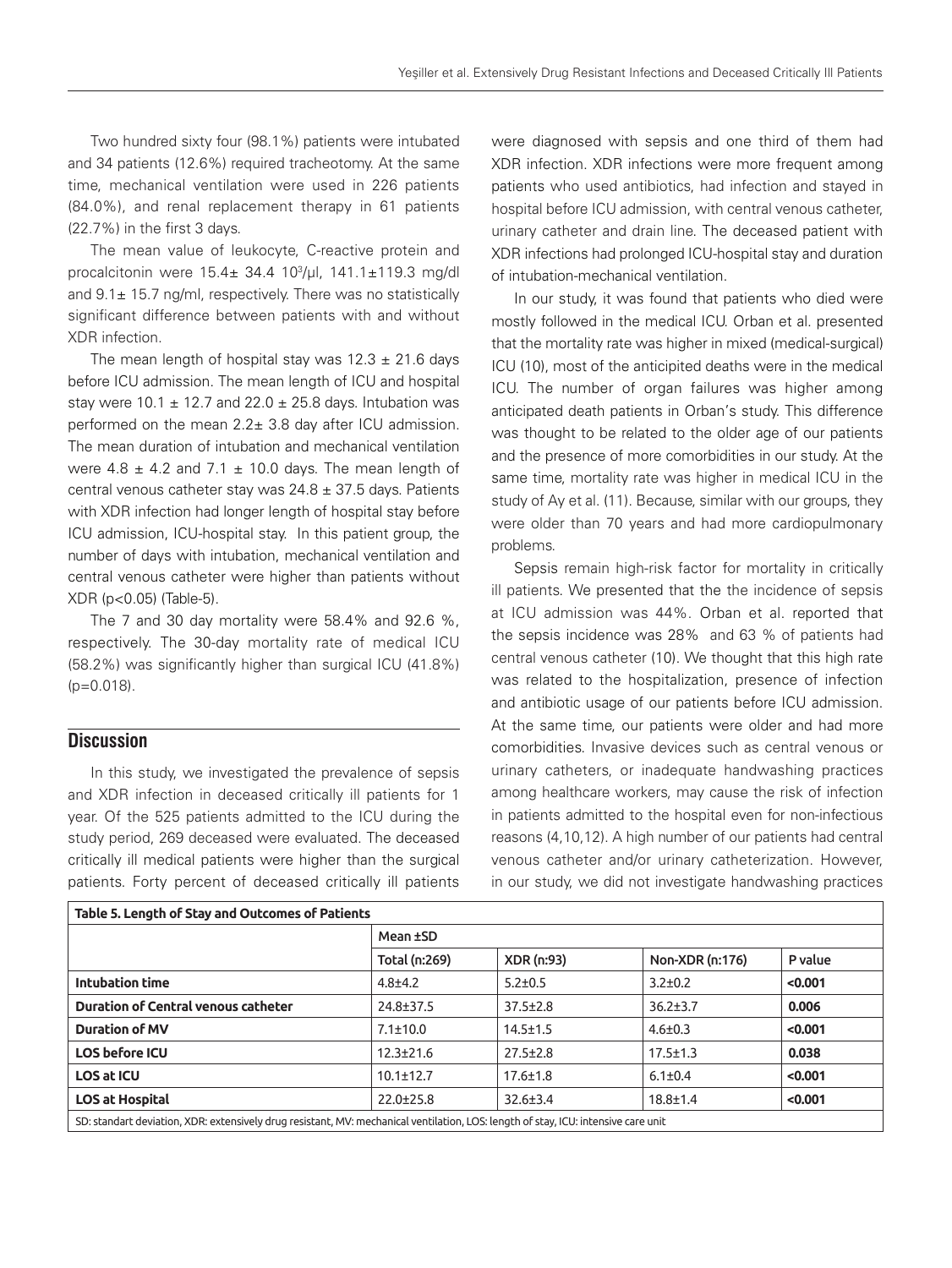Two hundred sixty four (98.1%) patients were intubated and 34 patients (12.6%) required tracheotomy. At the same time, mechanical ventilation were used in 226 patients (84.0%), and renal replacement therapy in 61 patients (22.7%) in the first 3 days.

The mean value of leukocyte, C-reactive protein and procalcitonin were 15.4± 34.4 $10^3$/µl, 141.1±119.3 mg/dl and 9.1± 15.7 ng/ml, respectively. There was no statistically significant difference between patients with and without XDR infection.

The mean length of hospital stay was 12.3 ± 21.6 days before ICU admission. The mean length of ICU and hospital stay were 10.1 ± 12.7 and 22.0 ± 25.8 days. Intubation was performed on the mean 2.2± 3.8 day after ICU admission. The mean duration of intubation and mechanical ventilation were 4.8 ± 4.2 and 7.1 ± 10.0 days. The mean length of central venous catheter stay was 24.8 ± 37.5 days. Patients with XDR infection had longer length of hospital stay before ICU admission, ICU-hospital stay. In this patient group, the number of days with intubation, mechanical ventilation and central venous catheter were higher than patients without XDR ($p<0.05$) (Table-5).

The 7 and 30 day mortality were 58.4% and 92.6 %, respectively. The 30-day mortality rate of medical ICU (58.2%) was significantly higher than surgical ICU (41.8%) ($p=0.018$).

## Discussion

In this study, we investigated the prevalence of sepsis and XDR infection in deceased critically ill patients for 1 year. Of the 525 patients admitted to the ICU during the study period, 269 deceased were evaluated. The deceased critically ill medical patients were higher than the surgical patients. Forty percent of deceased critically ill patients were diagnosed with sepsis and one third of them had XDR infection. XDR infections were more frequent among patients who used antibiotics, had infection and stayed in hospital before ICU admission, with central venous catheter, urinary catheter and drain line. The deceased patient with XDR infections had prolonged ICU-hospital stay and duration of intubation-mechanical ventilation.

In our study, it was found that patients who died were mostly followed in the medical ICU. Orban et al. presented that the mortality rate was higher in mixed (medical-surgical) ICU (10), most of the anticipited deaths were in the medical ICU. The number of organ failures was higher among anticipated death patients in Orban's study. This difference was thought to be related to the older age of our patients and the presence of more comorbidities in our study. At the same time, mortality rate was higher in medical ICU in the study of Ay et al. (11). Because, similar with our groups, they were older than 70 years and had more cardiopulmonary problems.

Sepsis remain high-risk factor for mortality in critically ill patients. We presented that the the incidence of sepsis at ICU admission was 44%. Orban et al. reported that the sepsis incidence was 28% and 63 % of patients had central venous catheter (10). We thought that this high rate was related to the hospitalization, presence of infection and antibiotic usage of our patients before ICU admission. At the same time, our patients were older and had more comorbidities. Invasive devices such as central venous or urinary catheters, or inadequate handwashing practices among healthcare workers, may cause the risk of infection in patients admitted to the hospital even for non-infectious reasons (4,10,12). A high number of our patients had central venous catheter and/or urinary catheterization. However, in our study, we did not investigate handwashing practices

**Table 5. Length of Stay and Outcomes of Patients**

| | Mean ±SD | | | |
|---|---|---|---|---|
| | **Total (n:269)** | **XDR (n:93)** | **Non-XDR (n:176)** | **P value** |
| **Intubation time** | 4.8±4.2 | 5.2±0.5 | 3.2±0.2 | **<0.001** |
| **Duration of Central venous catheter** | 24.8±37.5 | 37.5±2.8 | 36.2±3.7 | **0.006** |
| **Duration of MV** | 7.1±10.0 | 14.5±1.5 | 4.6±0.3 | **<0.001** |
| **LOS before ICU** | 12.3±21.6 | 27.5±2.8 | 17.5±1.3 | **0.038** |
| **LOS at ICU** | 10.1±12.7 | 17.6±1.8 | 6.1±0.4 | **<0.001** |
| **LOS at Hospital** | 22.0±25.8 | 32.6±3.4 | 18.8±1.4 | **<0.001** |

SD: standart deviation, XDR: extensively drug resistant, MV: mechanical ventilation, LOS: length of stay, ICU: intensive care unit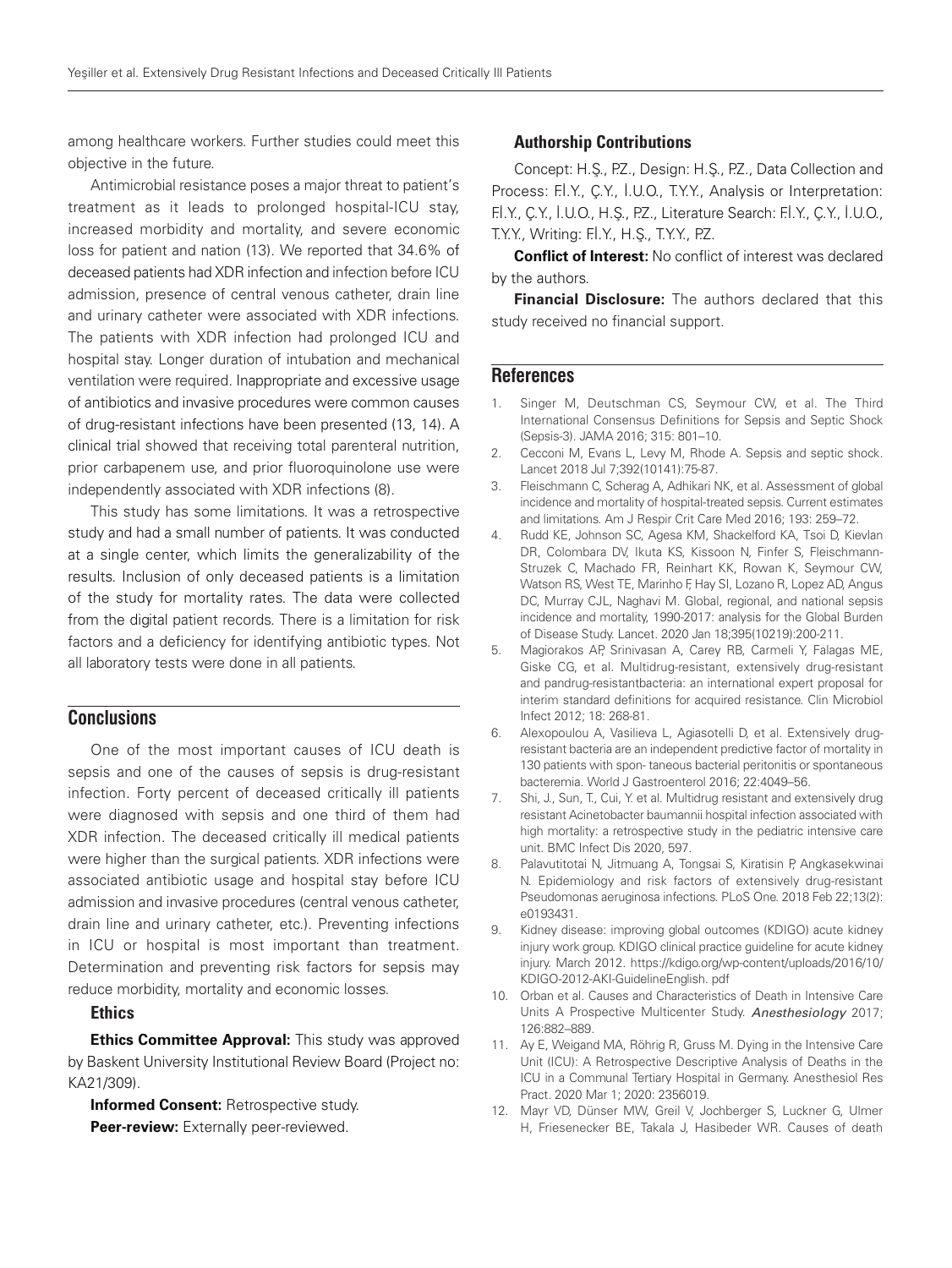among healthcare workers. Further studies could meet this objective in the future.

Antimicrobial resistance poses a major threat to patient's treatment as it leads to prolonged hospital-ICU stay, increased morbidity and mortality, and severe economic loss for patient and nation (13). We reported that 34.6% of deceased patients had XDR infection and infection before ICU admission, presence of central venous catheter, drain line and urinary catheter were associated with XDR infections. The patients with XDR infection had prolonged ICU and hospital stay. Longer duration of intubation and mechanical ventilation were required. Inappropriate and excessive usage of antibiotics and invasive procedures were common causes of drug-resistant infections have been presented (13, 14). A clinical trial showed that receiving total parenteral nutrition, prior carbapenem use, and prior fluoroquinolone use were independently associated with XDR infections (8).

This study has some limitations. It was a retrospective study and had a small number of patients. It was conducted at a single center, which limits the generalizability of the results. Inclusion of only deceased patients is a limitation of the study for mortality rates. The data were collected from the digital patient records. There is a limitation for risk factors and a deficiency for identifying antibiotic types. Not all laboratory tests were done in all patients.

## Conclusions

One of the most important causes of ICU death is sepsis and one of the causes of sepsis is drug-resistant infection. Forty percent of deceased critically ill patients were diagnosed with sepsis and one third of them had XDR infection. The deceased critically ill medical patients were higher than the surgical patients. XDR infections were associated antibiotic usage and hospital stay before ICU admission and invasive procedures (central venous catheter, drain line and urinary catheter, etc.). Preventing infections in ICU or hospital is most important than treatment. Determination and preventing risk factors for sepsis may reduce morbidity, mortality and economic losses.

### Ethics

**Ethics Committee Approval:** This study was approved by Baskent University Institutional Review Board (Project no: KA21/309).

**Informed Consent:** Retrospective study.

**Peer-review:** Externally peer-reviewed.

### Authorship Contributions

Concept: H.Ş., P.Z., Design: H.Ş., P.Z., Data Collection and Process: F.İ.Y., Ç.Y., İ.U.O., T.Y.Y., Analysis or Interpretation: F.İ.Y., Ç.Y., İ.U.O., H.Ş., P.Z., Literature Search: F.İ.Y., Ç.Y., İ.U.O., T.Y.Y., Writing: F.İ.Y., H.Ş., T.Y.Y., P.Z.

**Conflict of Interest:** No conflict of interest was declared by the authors.

**Financial Disclosure:** The authors declared that this study received no financial support.

## References

1. Singer M, Deutschman CS, Seymour CW, et al. The Third International Consensus Definitions for Sepsis and Septic Shock (Sepsis-3). JAMA 2016; 315: 801–10.
2. Cecconi M, Evans L, Levy M, Rhode A. Sepsis and septic shock. Lancet 2018 Jul 7;392(10141):75-87.
3. Fleischmann C, Scherag A, Adhikari NK, et al. Assessment of global incidence and mortality of hospital-treated sepsis. Current estimates and limitations. Am J Respir Crit Care Med 2016; 193: 259–72.
4. Rudd KE, Johnson SC, Agesa KM, Shackelford KA, Tsoi D, Kievlan DR, Colombara DV, Ikuta KS, Kissoon N, Finfer S, Fleischmann-Struzek C, Machado FR, Reinhart KK, Rowan K, Seymour CW, Watson RS, West TE, Marinho F, Hay SI, Lozano R, Lopez AD, Angus DC, Murray CJL, Naghavi M. Global, regional, and national sepsis incidence and mortality, 1990-2017: analysis for the Global Burden of Disease Study. Lancet. 2020 Jan 18;395(10219):200-211.
5. Magiorakos AP, Srinivasan A, Carey RB, Carmeli Y, Falagas ME, Giske CG, et al. Multidrug-resistant, extensively drug-resistant and pandrug-resistantbacteria: an international expert proposal for interim standard definitions for acquired resistance. Clin Microbiol Infect 2012; 18: 268-81.
6. Alexopoulou A, Vasilieva L, Agiasotelli D, et al. Extensively drug-resistant bacteria are an independent predictive factor of mortality in 130 patients with spon- taneous bacterial peritonitis or spontaneous bacteremia. World J Gastroenterol 2016; 22:4049–56.
7. Shi, J., Sun, T., Cui, Y. et al. Multidrug resistant and extensively drug resistant Acinetobacter baumannii hospital infection associated with high mortality: a retrospective study in the pediatric intensive care unit. BMC Infect Dis 2020, 597.
8. Palavutitotai N, Jitmuang A, Tongsai S, Kiratisin P, Angkasekwinai N. Epidemiology and risk factors of extensively drug-resistant Pseudomonas aeruginosa infections. PLoS One. 2018 Feb 22;13(2): e0193431.
9. Kidney disease: improving global outcomes (KDIGO) acute kidney injury work group. KDIGO clinical practice guideline for acute kidney injury. March 2012. https://kdigo.org/wp-content/uploads/2016/10/KDIGO-2012-AKI-GuidelineEnglish. pdf
10. Orban et al. Causes and Characteristics of Death in Intensive Care Units A Prospective Multicenter Study. *Anesthesiology* 2017; 126:882–889.
11. Ay E, Weigand MA, Röhrig R, Gruss M. Dying in the Intensive Care Unit (ICU): A Retrospective Descriptive Analysis of Deaths in the ICU in a Communal Tertiary Hospital in Germany. Anesthesiol Res Pract. 2020 Mar 1; 2020: 2356019.
12. Mayr VD, Dünser MW, Greil V, Jochberger S, Luckner G, Ulmer H, Friesenecker BE, Takala J, Hasibeder WR. Causes of death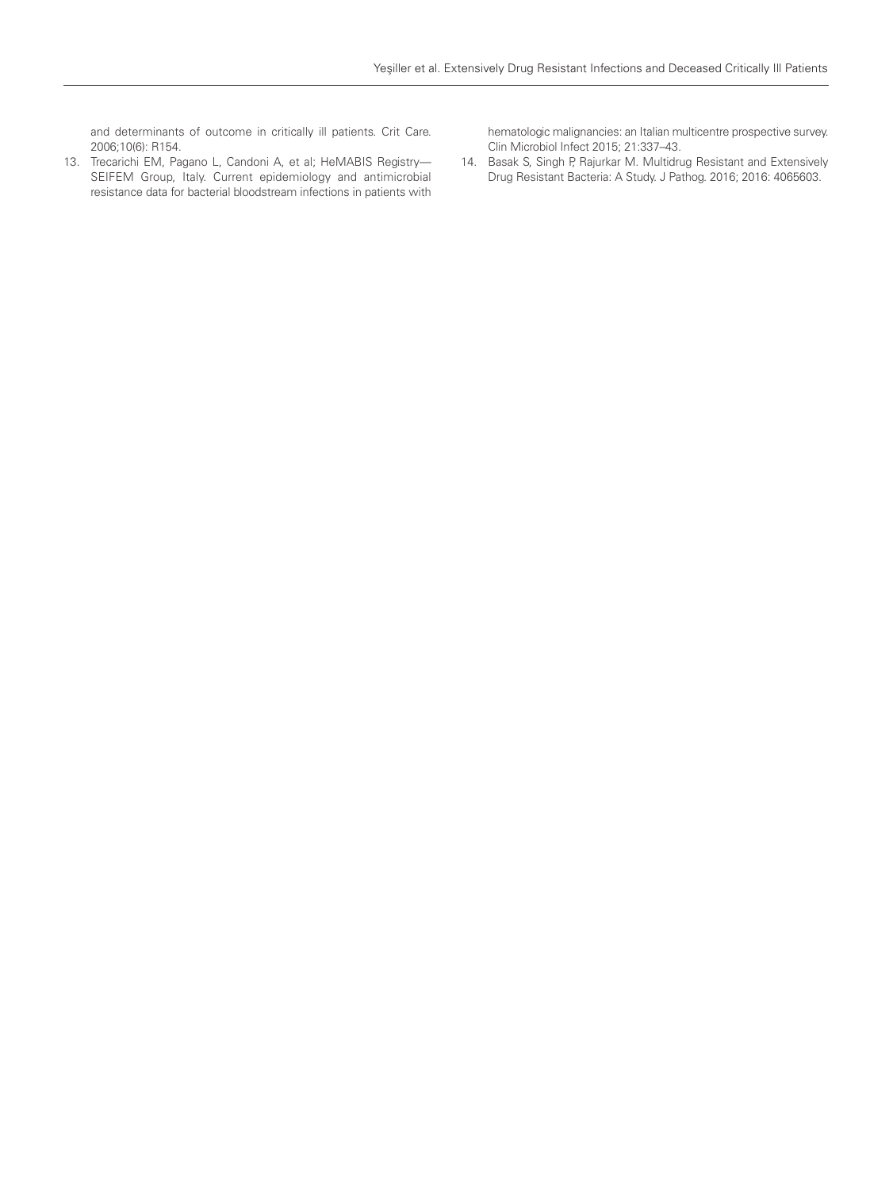and determinants of outcome in critically ill patients. Crit Care. 2006;10(6): R154.

13. Trecarichi EM, Pagano L, Candoni A, et al; HeMABIS Registry—SEIFEM Group, Italy. Current epidemiology and antimicrobial resistance data for bacterial bloodstream infections in patients with hematologic malignancies: an Italian multicentre prospective survey. Clin Microbiol Infect 2015; 21:337–43.
14. Basak S, Singh P, Rajurkar M. Multidrug Resistant and Extensively Drug Resistant Bacteria: A Study. J Pathog. 2016; 2016: 4065603.